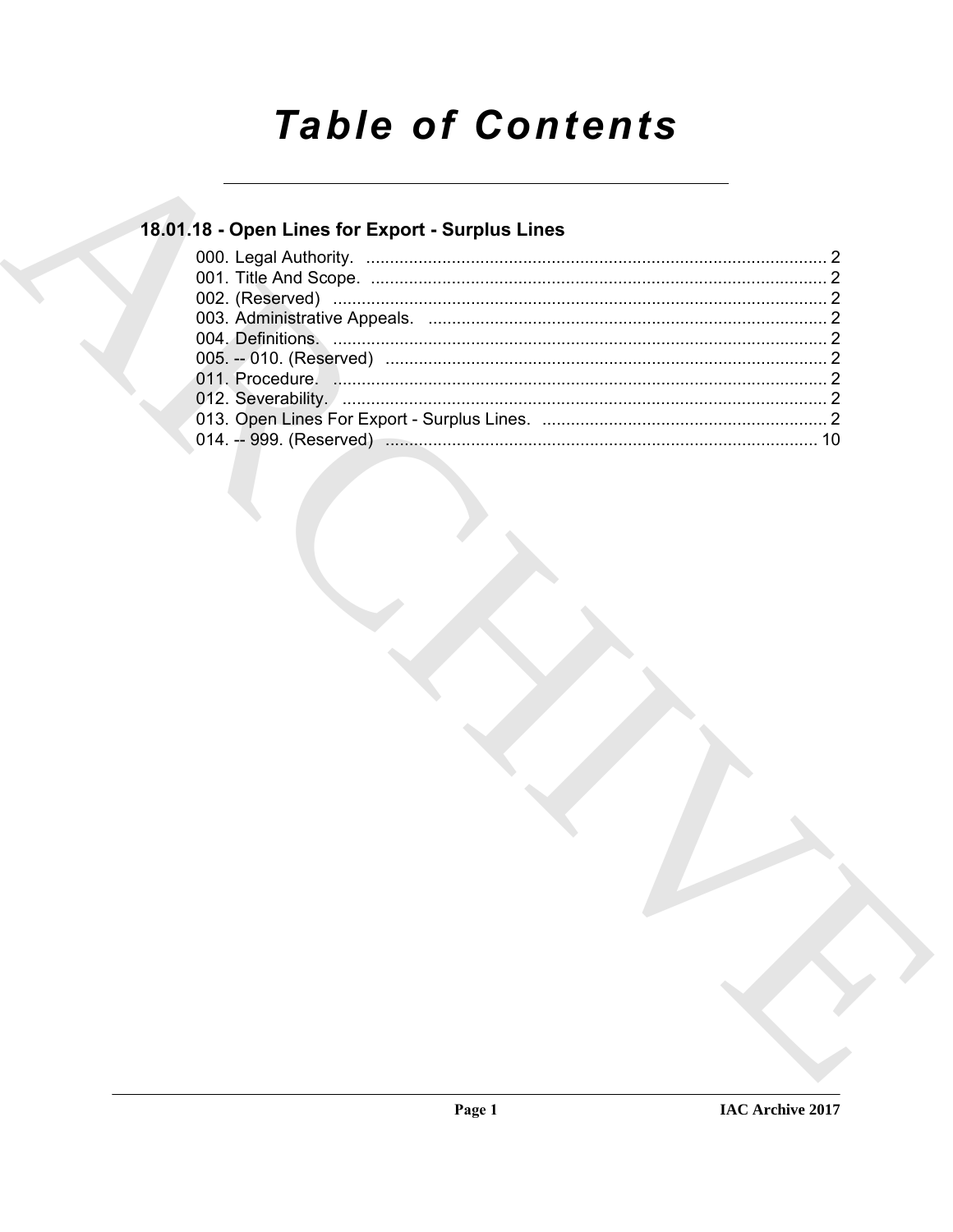# Table of Contents

## 18.01.18 - Open Lines for Export - Surplus Lines

000. Legal Authority. ........................................................................................ 2
001. Title And Scope. ........................................................................................ 2
002. (Reserved) ........................................................................................ 2
003. Administrative Appeals. ........................................................................................ 2
004. Definitions. ........................................................................................ 2
005. -- 010. (Reserved) ........................................................................................ 2
011. Procedure. ........................................................................................ 2
012. Severability. ........................................................................................ 2
013. Open Lines For Export - Surplus Lines. ........................................................................................ 2
014. -- 999. (Reserved) ........................................................................................ 10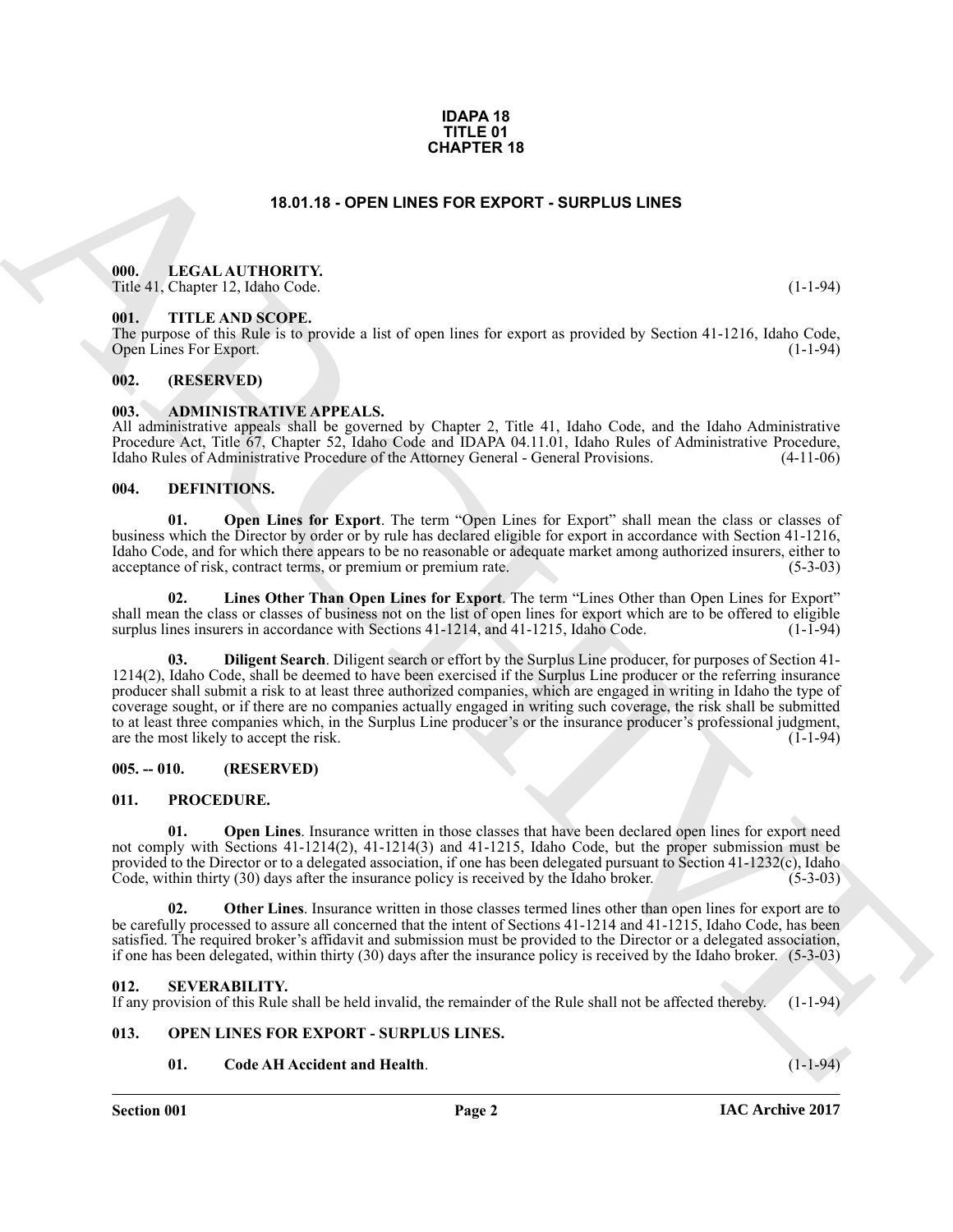**IDAPA 18**
**TITLE 01**
**CHAPTER 18**

# 18.01.18 - OPEN LINES FOR EXPORT - SURPLUS LINES

## 000. LEGAL AUTHORITY.

Title 41, Chapter 12, Idaho Code. (1-1-94)

## 001. TITLE AND SCOPE.

The purpose of this Rule is to provide a list of open lines for export as provided by Section 41-1216, Idaho Code, Open Lines For Export. (1-1-94)

## 002. (RESERVED)

## 003. ADMINISTRATIVE APPEALS.

All administrative appeals shall be governed by Chapter 2, Title 41, Idaho Code, and the Idaho Administrative Procedure Act, Title 67, Chapter 52, Idaho Code and IDAPA 04.11.01, Idaho Rules of Administrative Procedure, Idaho Rules of Administrative Procedure of the Attorney General - General Provisions. (4-11-06)

## 004. DEFINITIONS.

**01. Open Lines for Export**. The term "Open Lines for Export" shall mean the class or classes of business which the Director by order or by rule has declared eligible for export in accordance with Section 41-1216, Idaho Code, and for which there appears to be no reasonable or adequate market among authorized insurers, either to acceptance of risk, contract terms, or premium or premium rate. (5-3-03)

**02. Lines Other Than Open Lines for Export**. The term "Lines Other than Open Lines for Export" shall mean the class or classes of business not on the list of open lines for export which are to be offered to eligible surplus lines insurers in accordance with Sections 41-1214, and 41-1215, Idaho Code. (1-1-94)

**03. Diligent Search**. Diligent search or effort by the Surplus Line producer, for purposes of Section 41-1214(2), Idaho Code, shall be deemed to have been exercised if the Surplus Line producer or the referring insurance producer shall submit a risk to at least three authorized companies, which are engaged in writing in Idaho the type of coverage sought, or if there are no companies actually engaged in writing such coverage, the risk shall be submitted to at least three companies which, in the Surplus Line producer's or the insurance producer's professional judgment, are the most likely to accept the risk. (1-1-94)

## 005. -- 010. (RESERVED)

## 011. PROCEDURE.

**01. Open Lines**. Insurance written in those classes that have been declared open lines for export need not comply with Sections 41-1214(2), 41-1214(3) and 41-1215, Idaho Code, but the proper submission must be provided to the Director or to a delegated association, if one has been delegated pursuant to Section 41-1232(c), Idaho Code, within thirty (30) days after the insurance policy is received by the Idaho broker. (5-3-03)

**02. Other Lines**. Insurance written in those classes termed lines other than open lines for export are to be carefully processed to assure all concerned that the intent of Sections 41-1214 and 41-1215, Idaho Code, has been satisfied. The required broker's affidavit and submission must be provided to the Director or a delegated association, if one has been delegated, within thirty (30) days after the insurance policy is received by the Idaho broker. (5-3-03)

## 012. SEVERABILITY.

If any provision of this Rule shall be held invalid, the remainder of the Rule shall not be affected thereby. (1-1-94)

## 013. OPEN LINES FOR EXPORT - SURPLUS LINES.

**01. Code AH Accident and Health**. (1-1-94)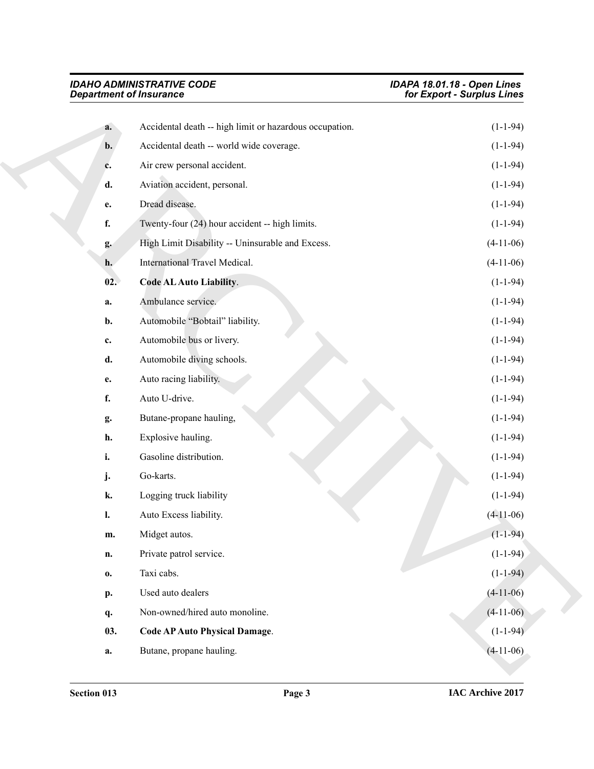**a.** Accidental death -- high limit or hazardous occupation. (1-1-94)

**b.** Accidental death -- world wide coverage. (1-1-94)

**c.** Air crew personal accident. (1-1-94)

**d.** Aviation accident, personal. (1-1-94)

**e.** Dread disease. (1-1-94)

**f.** Twenty-four (24) hour accident -- high limits. (1-1-94)

**g.** High Limit Disability -- Uninsurable and Excess. (4-11-06)

**h.** International Travel Medical. (4-11-06)

**02. Code AL Auto Liability**. (1-1-94)

**a.** Ambulance service. (1-1-94)

**b.** Automobile "Bobtail" liability. (1-1-94)

**c.** Automobile bus or livery. (1-1-94)

**d.** Automobile diving schools. (1-1-94)

**e.** Auto racing liability. (1-1-94)

**f.** Auto U-drive. (1-1-94)

**g.** Butane-propane hauling, (1-1-94)

**h.** Explosive hauling. (1-1-94)

**i.** Gasoline distribution. (1-1-94)

**j.** Go-karts. (1-1-94)

**k.** Logging truck liability (1-1-94)

**l.** Auto Excess liability. (4-11-06)

**m.** Midget autos. (1-1-94)

**n.** Private patrol service. (1-1-94)

**o.** Taxi cabs. (1-1-94)

**p.** Used auto dealers (4-11-06)

**q.** Non-owned/hired auto monoline. (4-11-06)

**03. Code AP Auto Physical Damage**. (1-1-94)

**a.** Butane, propane hauling. (4-11-06)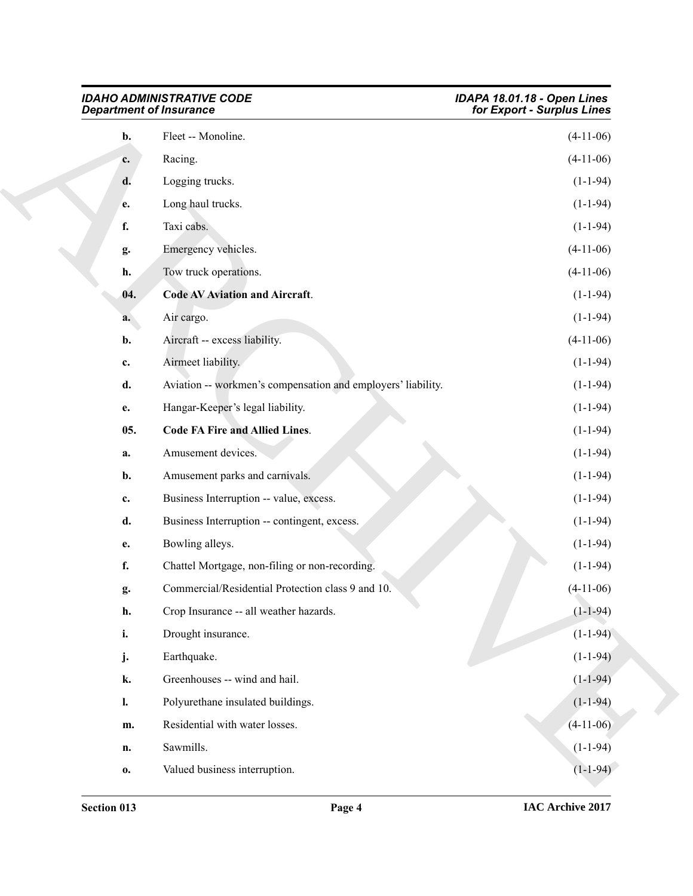**b.** Fleet -- Monoline. (4-11-06)

**c.** Racing. (4-11-06)

**d.** Logging trucks. (1-1-94)

**e.** Long haul trucks. (1-1-94)

**f.** Taxi cabs. (1-1-94)

**g.** Emergency vehicles. (4-11-06)

**h.** Tow truck operations. (4-11-06)

**04. Code AV Aviation and Aircraft**. (1-1-94)

**a.** Air cargo. (1-1-94)

**b.** Aircraft -- excess liability. (4-11-06)

**c.** Airmeet liability. (1-1-94)

**d.** Aviation -- workmen's compensation and employers' liability. (1-1-94)

**e.** Hangar-Keeper's legal liability. (1-1-94)

**05. Code FA Fire and Allied Lines**. (1-1-94)

**a.** Amusement devices. (1-1-94)

**b.** Amusement parks and carnivals. (1-1-94)

**c.** Business Interruption -- value, excess. (1-1-94)

**d.** Business Interruption -- contingent, excess. (1-1-94)

**e.** Bowling alleys. (1-1-94)

**f.** Chattel Mortgage, non-filing or non-recording. (1-1-94)

**g.** Commercial/Residential Protection class 9 and 10. (4-11-06)

**h.** Crop Insurance -- all weather hazards. (1-1-94)

**i.** Drought insurance. (1-1-94)

**j.** Earthquake. (1-1-94)

**k.** Greenhouses -- wind and hail. (1-1-94)

**l.** Polyurethane insulated buildings. (1-1-94)

**m.** Residential with water losses. (4-11-06)

**n.** Sawmills. (1-1-94)

**o.** Valued business interruption. (1-1-94)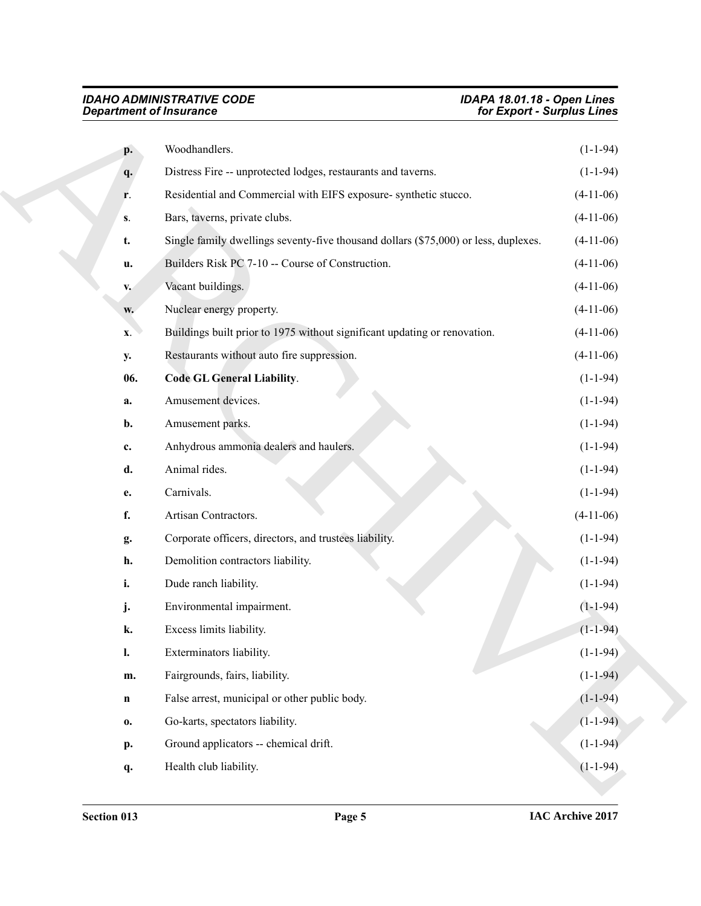**p.** Woodhandlers. (1-1-94)

**q.** Distress Fire -- unprotected lodges, restaurants and taverns. (1-1-94)

**r**. Residential and Commercial with EIFS exposure- synthetic stucco. (4-11-06)

**s**. Bars, taverns, private clubs. (4-11-06)

**t.** Single family dwellings seventy-five thousand dollars ($75,000) or less, duplexes. (4-11-06)

**u.** Builders Risk PC 7-10 -- Course of Construction. (4-11-06)

**v.** Vacant buildings. (4-11-06)

**w.** Nuclear energy property. (4-11-06)

**x**. Buildings built prior to 1975 without significant updating or renovation. (4-11-06)

**y.** Restaurants without auto fire suppression. (4-11-06)

**06. Code GL General Liability**. (1-1-94)

**a.** Amusement devices. (1-1-94)

**b.** Amusement parks. (1-1-94)

**c.** Anhydrous ammonia dealers and haulers. (1-1-94)

**d.** Animal rides. (1-1-94)

**e.** Carnivals. (1-1-94)

**f.** Artisan Contractors. (4-11-06)

**g.** Corporate officers, directors, and trustees liability. (1-1-94)

**h.** Demolition contractors liability. (1-1-94)

**i.** Dude ranch liability. (1-1-94)

**j.** Environmental impairment. (1-1-94)

**k.** Excess limits liability. (1-1-94)

**l.** Exterminators liability. (1-1-94)

**m.** Fairgrounds, fairs, liability. (1-1-94)

**n** False arrest, municipal or other public body. (1-1-94)

**o.** Go-karts, spectators liability. (1-1-94)

**p.** Ground applicators -- chemical drift. (1-1-94)

**q.** Health club liability. (1-1-94)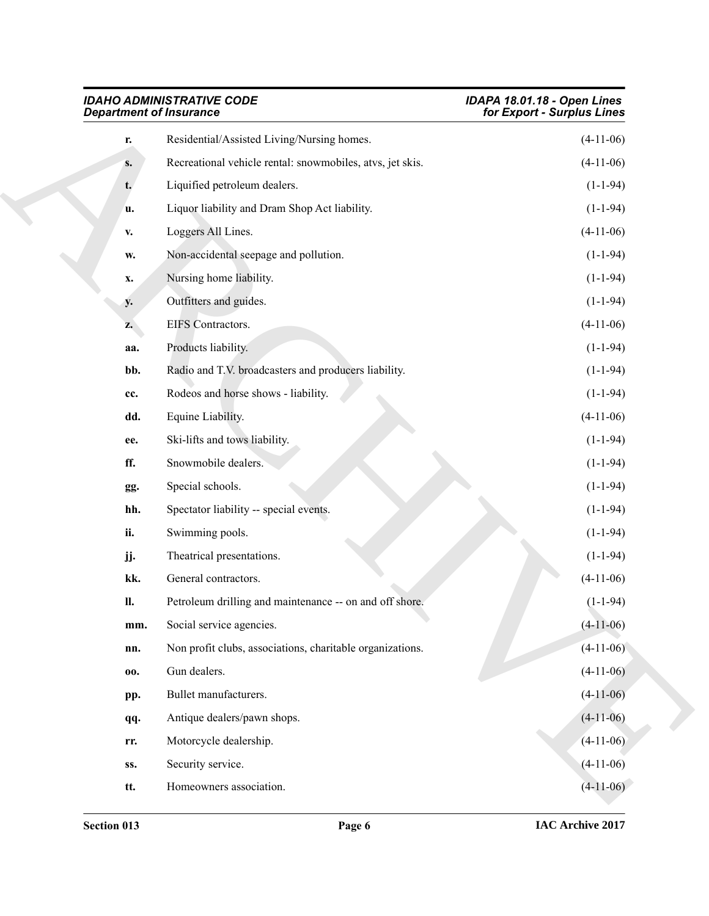**r.** Residential/Assisted Living/Nursing homes. (4-11-06)

**s.** Recreational vehicle rental: snowmobiles, atvs, jet skis. (4-11-06)

**t.** Liquified petroleum dealers. (1-1-94)

**u.** Liquor liability and Dram Shop Act liability. (1-1-94)

**v.** Loggers All Lines. (4-11-06)

**w.** Non-accidental seepage and pollution. (1-1-94)

**x.** Nursing home liability. (1-1-94)

**y.** Outfitters and guides. (1-1-94)

**z.** EIFS Contractors. (4-11-06)

**aa.** Products liability. (1-1-94)

**bb.** Radio and T.V. broadcasters and producers liability. (1-1-94)

**cc.** Rodeos and horse shows - liability. (1-1-94)

**dd.** Equine Liability. (4-11-06)

**ee.** Ski-lifts and tows liability. (1-1-94)

**ff.** Snowmobile dealers. (1-1-94)

**gg.** Special schools. (1-1-94)

**hh.** Spectator liability -- special events. (1-1-94)

**ii.** Swimming pools. (1-1-94)

**jj.** Theatrical presentations. (1-1-94)

**kk.** General contractors. (4-11-06)

**ll.** Petroleum drilling and maintenance -- on and off shore. (1-1-94)

**mm.** Social service agencies. (4-11-06)

**nn.** Non profit clubs, associations, charitable organizations. (4-11-06)

**oo.** Gun dealers. (4-11-06)

**pp.** Bullet manufacturers. (4-11-06)

**qq.** Antique dealers/pawn shops. (4-11-06)

**rr.** Motorcycle dealership. (4-11-06)

**ss.** Security service. (4-11-06)

**tt.** Homeowners association. (4-11-06)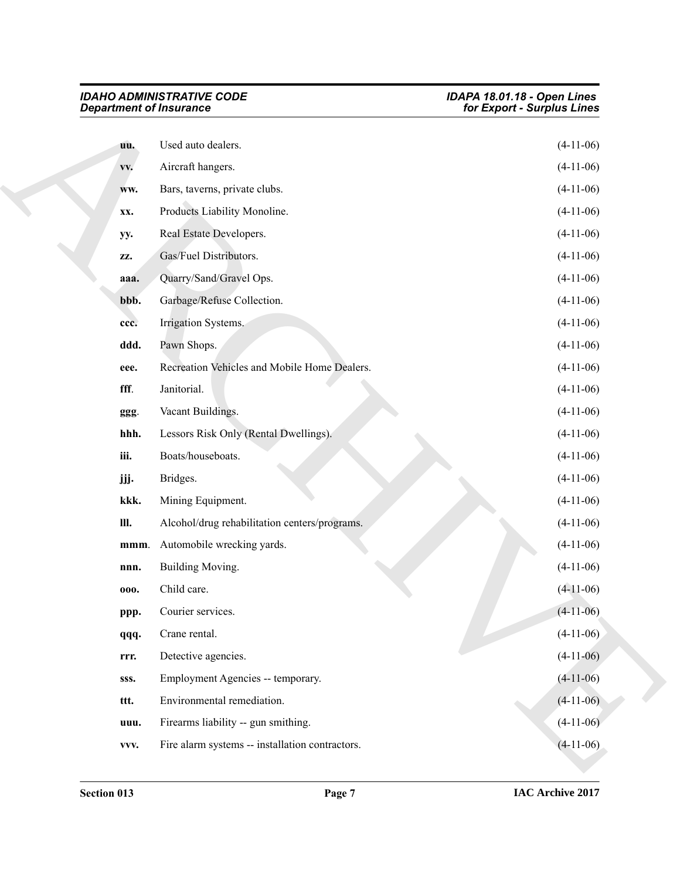**uu.** Used auto dealers. (4-11-06)

**vv.** Aircraft hangers. (4-11-06)

**ww.** Bars, taverns, private clubs. (4-11-06)

**xx.** Products Liability Monoline. (4-11-06)

**yy.** Real Estate Developers. (4-11-06)

**zz.** Gas/Fuel Distributors. (4-11-06)

**aaa.** Quarry/Sand/Gravel Ops. (4-11-06)

**bbb.** Garbage/Refuse Collection. (4-11-06)

**ccc.** Irrigation Systems. (4-11-06)

**ddd.** Pawn Shops. (4-11-06)

**eee.** Recreation Vehicles and Mobile Home Dealers. (4-11-06)

**fff**. Janitorial. (4-11-06)

**ggg**. Vacant Buildings. (4-11-06)

**hhh.** Lessors Risk Only (Rental Dwellings). (4-11-06)

**iii.** Boats/houseboats. (4-11-06)

**jjj.** Bridges. (4-11-06)

**kkk.** Mining Equipment. (4-11-06)

**lll.** Alcohol/drug rehabilitation centers/programs. (4-11-06)

**mmm**. Automobile wrecking yards. (4-11-06)

**nnn.** Building Moving. (4-11-06)

**ooo.** Child care. (4-11-06)

**ppp.** Courier services. (4-11-06)

**qqq.** Crane rental. (4-11-06)

**rrr.** Detective agencies. (4-11-06)

**sss.** Employment Agencies -- temporary. (4-11-06)

**ttt.** Environmental remediation. (4-11-06)

**uuu.** Firearms liability -- gun smithing. (4-11-06)

**vvv.** Fire alarm systems -- installation contractors. (4-11-06)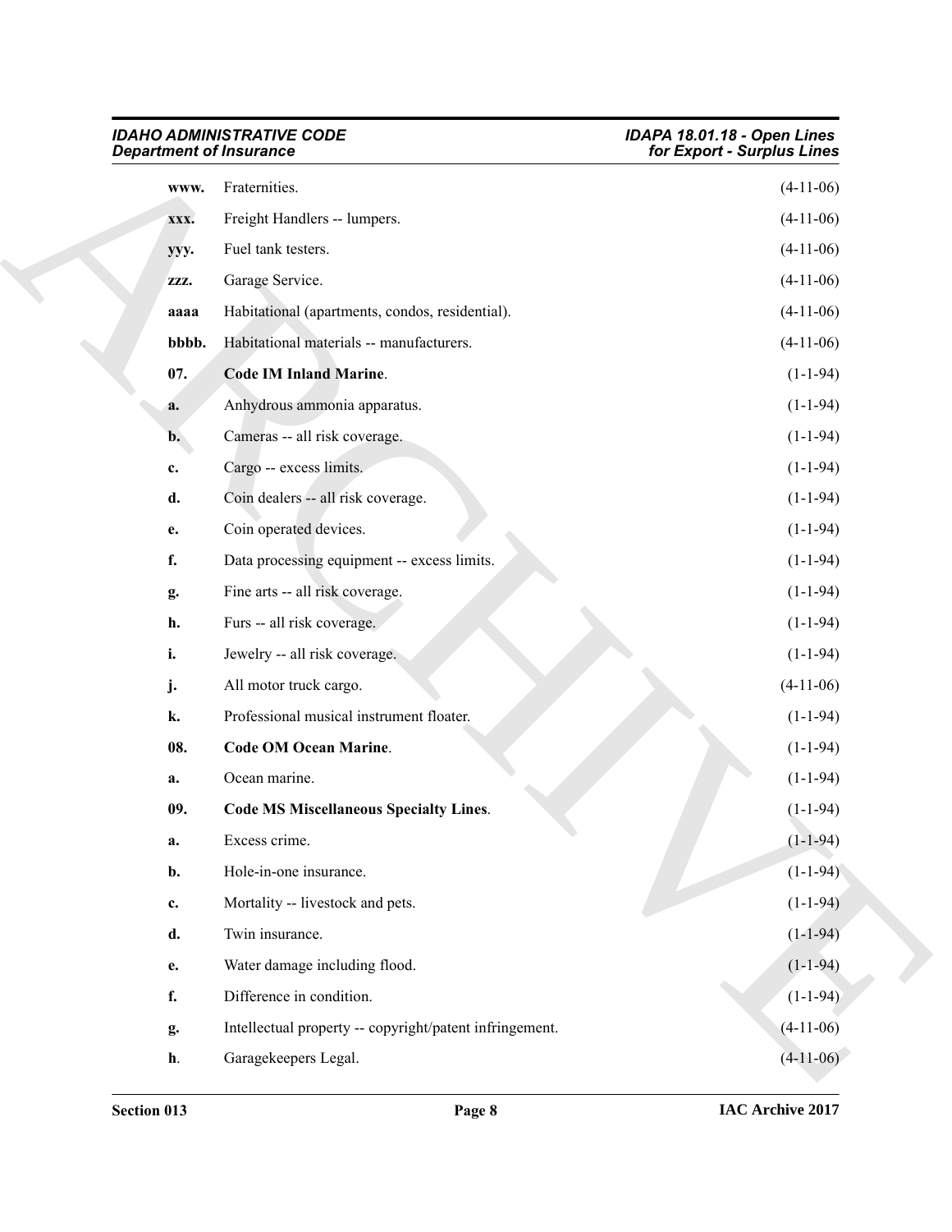**www.** Fraternities. (4-11-06)

**xxx.** Freight Handlers -- lumpers. (4-11-06)

**yyy.** Fuel tank testers. (4-11-06)

**zzz.** Garage Service. (4-11-06)

**aaaa** Habitational (apartments, condos, residential). (4-11-06)

**bbbb.** Habitational materials -- manufacturers. (4-11-06)

**07. Code IM Inland Marine**. (1-1-94)

**a.** Anhydrous ammonia apparatus. (1-1-94)

**b.** Cameras -- all risk coverage. (1-1-94)

**c.** Cargo -- excess limits. (1-1-94)

**d.** Coin dealers -- all risk coverage. (1-1-94)

**e.** Coin operated devices. (1-1-94)

**f.** Data processing equipment -- excess limits. (1-1-94)

**g.** Fine arts -- all risk coverage. (1-1-94)

**h.** Furs -- all risk coverage. (1-1-94)

**i.** Jewelry -- all risk coverage. (1-1-94)

**j.** All motor truck cargo. (4-11-06)

**k.** Professional musical instrument floater. (1-1-94)

**08. Code OM Ocean Marine**. (1-1-94)

**a.** Ocean marine. (1-1-94)

**09. Code MS Miscellaneous Specialty Lines**. (1-1-94)

**a.** Excess crime. (1-1-94)

**b.** Hole-in-one insurance. (1-1-94)

**c.** Mortality -- livestock and pets. (1-1-94)

**d.** Twin insurance. (1-1-94)

**e.** Water damage including flood. (1-1-94)

**f.** Difference in condition. (1-1-94)

**g.** Intellectual property -- copyright/patent infringement. (4-11-06)

**h**. Garagekeepers Legal. (4-11-06)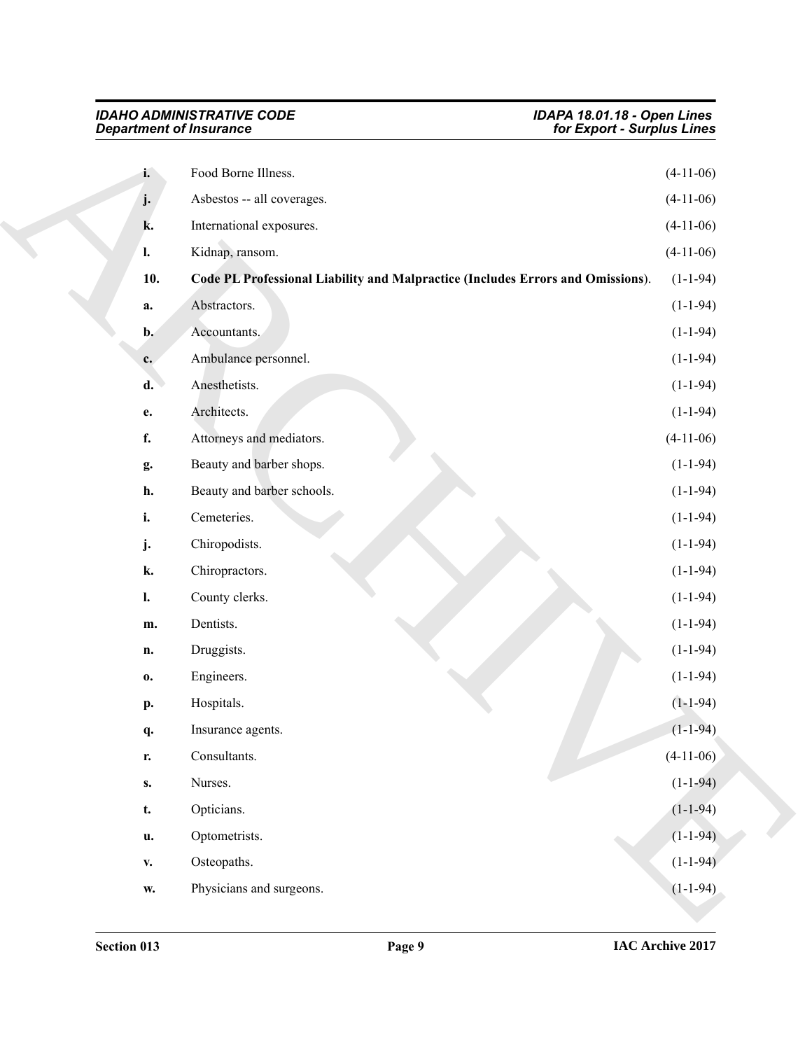**i.** Food Borne Illness. (4-11-06)

**j.** Asbestos -- all coverages. (4-11-06)

**k.** International exposures. (4-11-06)

**l.** Kidnap, ransom. (4-11-06)

**10. Code PL Professional Liability and Malpractice (Includes Errors and Omissions).** (1-1-94)

**a.** Abstractors. (1-1-94)

**b.** Accountants. (1-1-94)

**c.** Ambulance personnel. (1-1-94)

**d.** Anesthetists. (1-1-94)

**e.** Architects. (1-1-94)

**f.** Attorneys and mediators. (4-11-06)

**g.** Beauty and barber shops. (1-1-94)

**h.** Beauty and barber schools. (1-1-94)

**i.** Cemeteries. (1-1-94)

**j.** Chiropodists. (1-1-94)

**k.** Chiropractors. (1-1-94)

**l.** County clerks. (1-1-94)

**m.** Dentists. (1-1-94)

**n.** Druggists. (1-1-94)

**o.** Engineers. (1-1-94)

**p.** Hospitals. (1-1-94)

**q.** Insurance agents. (1-1-94)

**r.** Consultants. (4-11-06)

**s.** Nurses. (1-1-94)

**t.** Opticians. (1-1-94)

**u.** Optometrists. (1-1-94)

**v.** Osteopaths. (1-1-94)

**w.** Physicians and surgeons. (1-1-94)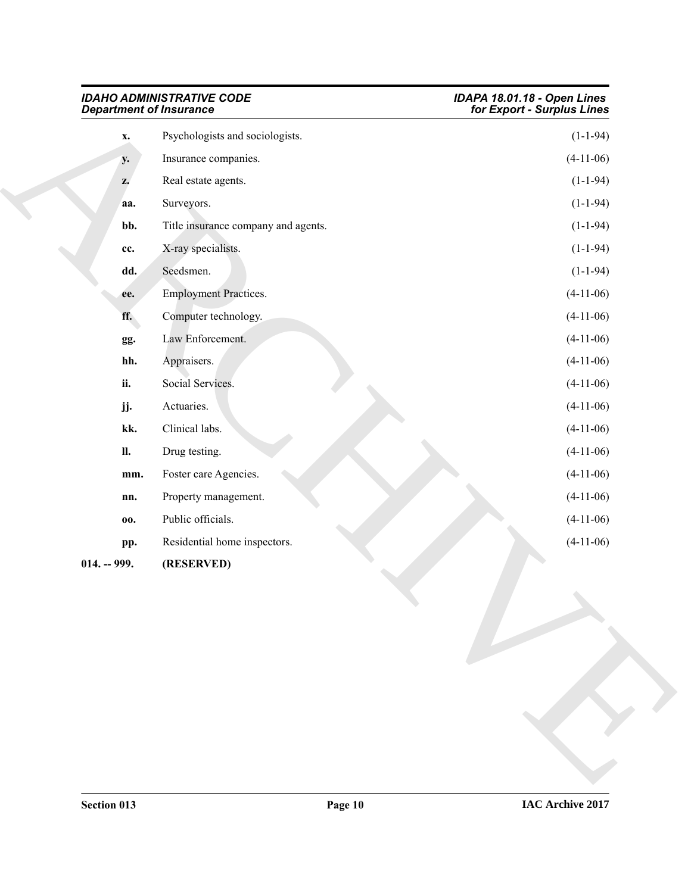**x.** Psychologists and sociologists. (1-1-94)

**y.** Insurance companies. (4-11-06)

**z.** Real estate agents. (1-1-94)

**aa.** Surveyors. (1-1-94)

**bb.** Title insurance company and agents. (1-1-94)

**cc.** X-ray specialists. (1-1-94)

**dd.** Seedsmen. (1-1-94)

**ee.** Employment Practices. (4-11-06)

**ff.** Computer technology. (4-11-06)

**gg.** Law Enforcement. (4-11-06)

**hh.** Appraisers. (4-11-06)

**ii.** Social Services. (4-11-06)

**jj.** Actuaries. (4-11-06)

**kk.** Clinical labs. (4-11-06)

**ll.** Drug testing. (4-11-06)

**mm.** Foster care Agencies. (4-11-06)

**nn.** Property management. (4-11-06)

**oo.** Public officials. (4-11-06)

**pp.** Residential home inspectors. (4-11-06)

**014. -- 999. (RESERVED)**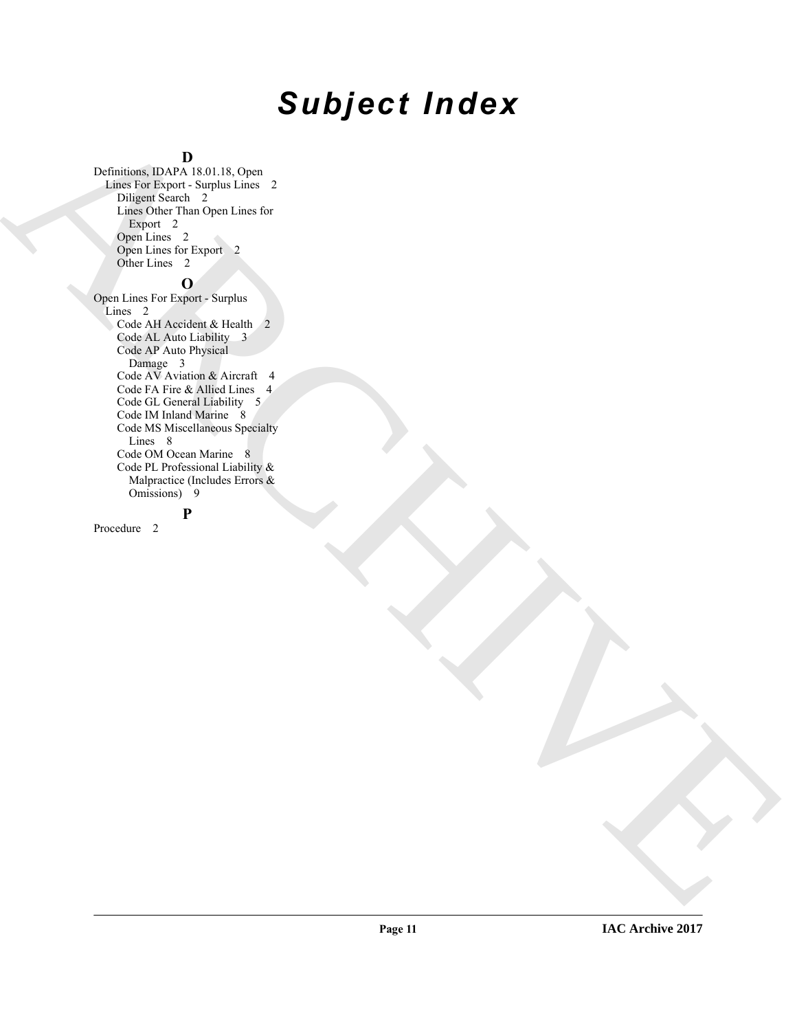# *Subject Index*

**D**

Definitions, IDAPA 18.01.18, Open Lines For Export - Surplus Lines 2
- Diligent Search 2
- Lines Other Than Open Lines for Export 2
- Open Lines 2
- Open Lines for Export 2
- Other Lines 2

**O**

Open Lines For Export - Surplus Lines 2
- Code AH Accident & Health 2
- Code AL Auto Liability 3
- Code AP Auto Physical Damage 3
- Code AV Aviation & Aircraft 4
- Code FA Fire & Allied Lines 4
- Code GL General Liability 5
- Code IM Inland Marine 8
- Code MS Miscellaneous Specialty Lines 8
- Code OM Ocean Marine 8
- Code PL Professional Liability & Malpractice (Includes Errors & Omissions) 9

**P**

Procedure 2